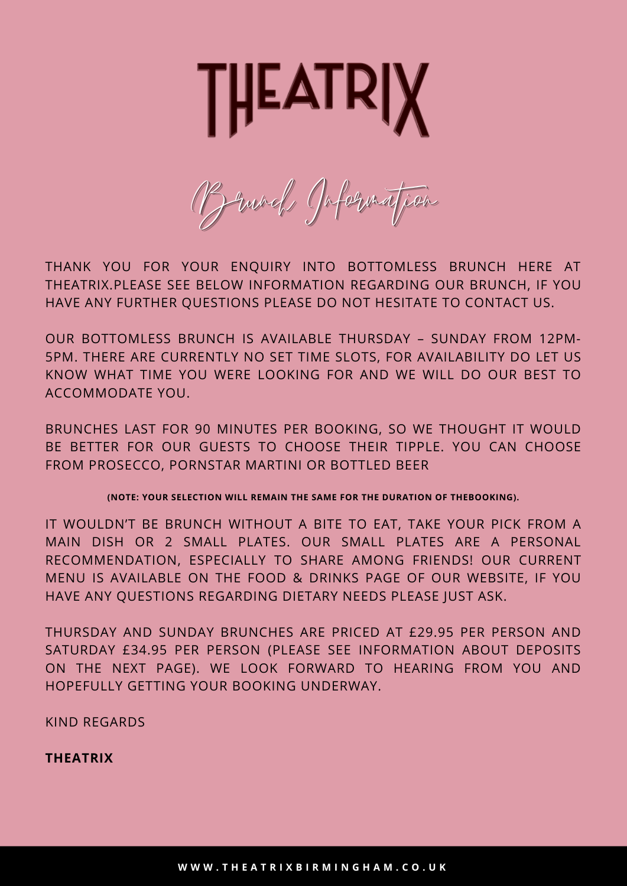# THEATRIX

## Brunch Information

THANK YOU FOR YOUR ENQUIRY INTO BOTTOMLESS BRUNCH HERE AT THEATRIX.PLEASE SEE BELOW INFORMATION REGARDING OUR BRUNCH, IF YOU HAVE ANY FURTHER QUESTIONS PLEASE DO NOT HESITATE TO CONTACT US.

OUR BOTTOMLESS BRUNCH IS AVAILABLE THURSDAY – SUNDAY FROM 12PM-5PM. THERE ARE CURRENTLY NO SET TIME SLOTS, FOR AVAILABILITY DO LET US KNOW WHAT TIME YOU WERE LOOKING FOR AND WE WILL DO OUR BEST TO ACCOMMODATE YOU.

BRUNCHES LAST FOR 90 MINUTES PER BOOKING, SO WE THOUGHT IT WOULD BE BETTER FOR OUR GUESTS TO CHOOSE THEIR TIPPLE. YOU CAN CHOOSE FROM PROSECCO, PORNSTAR MARTINI OR BOTTLED BEER

**(NOTE: YOUR SELECTION WILL REMAIN THE SAME FOR THE DURATION OF THEBOOKING).**

IT WOULDN'T BE BRUNCH WITHOUT A BITE TO EAT, TAKE YOUR PICK FROM A MAIN DISH OR 2 SMALL PLATES. OUR SMALL PLATES ARE A PERSONAL RECOMMENDATION, ESPECIALLY TO SHARE AMONG FRIENDS! OUR CURRENT MENU IS AVAILABLE ON THE FOOD & DRINKS PAGE OF OUR WEBSITE, IF YOU HAVE ANY QUESTIONS REGARDING DIETARY NEEDS PLEASE JUST ASK.

THURSDAY AND SUNDAY BRUNCHES ARE PRICED AT £29.95 PER PERSON AND SATURDAY £34.95 PER PERSON (PLEASE SEE INFORMATION ABOUT DEPOSITS ON THE NEXT PAGE). WE LOOK FORWARD TO HEARING FROM YOU AND HOPEFULLY GETTING YOUR BOOKING UNDERWAY.

KIND REGARDS

**THEATRIX**

WWW.THEATRIXBIRMINGHAM.CO.UK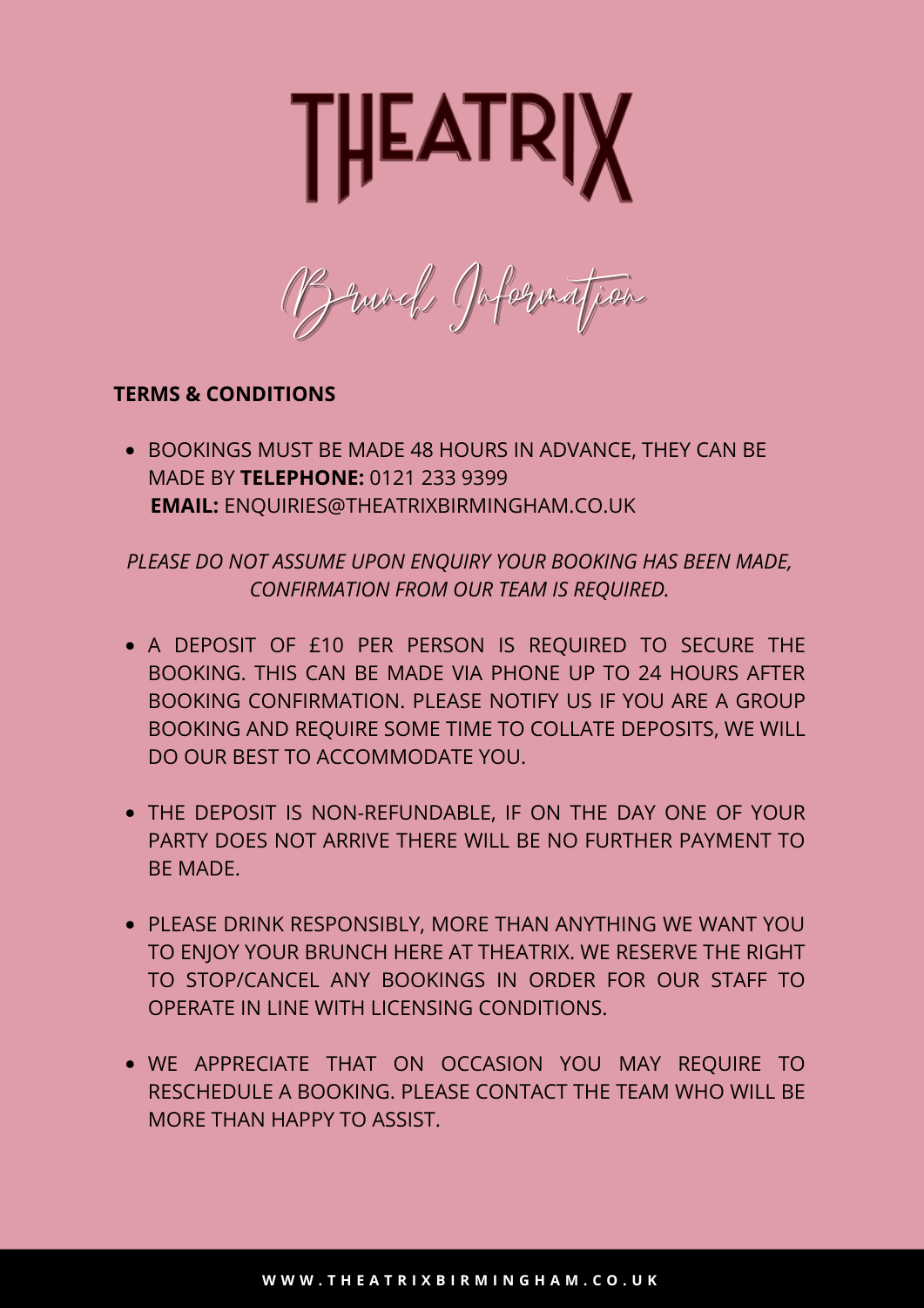# THEATRIX

## Brunch Information

**TERMS & CONDITIONS**

- BOOKINGS MUST BE MADE 48 HOURS IN ADVANCE, THEY CAN BE MADE BY **TELEPHONE:** 0121 233 9399
  **EMAIL:** ENQUIRIES@THEATRIXBIRMINGHAM.CO.UK

*PLEASE DO NOT ASSUME UPON ENQUIRY YOUR BOOKING HAS BEEN MADE, CONFIRMATION FROM OUR TEAM IS REQUIRED.*

- A DEPOSIT OF £10 PER PERSON IS REQUIRED TO SECURE THE BOOKING. THIS CAN BE MADE VIA PHONE UP TO 24 HOURS AFTER BOOKING CONFIRMATION. PLEASE NOTIFY US IF YOU ARE A GROUP BOOKING AND REQUIRE SOME TIME TO COLLATE DEPOSITS, WE WILL DO OUR BEST TO ACCOMMODATE YOU.

- THE DEPOSIT IS NON-REFUNDABLE, IF ON THE DAY ONE OF YOUR PARTY DOES NOT ARRIVE THERE WILL BE NO FURTHER PAYMENT TO BE MADE.

- PLEASE DRINK RESPONSIBLY, MORE THAN ANYTHING WE WANT YOU TO ENJOY YOUR BRUNCH HERE AT THEATRIX. WE RESERVE THE RIGHT TO STOP/CANCEL ANY BOOKINGS IN ORDER FOR OUR STAFF TO OPERATE IN LINE WITH LICENSING CONDITIONS.

- WE APPRECIATE THAT ON OCCASION YOU MAY REQUIRE TO RESCHEDULE A BOOKING. PLEASE CONTACT THE TEAM WHO WILL BE MORE THAN HAPPY TO ASSIST.

WWW.THEATRIXBIRMINGHAM.CO.UK